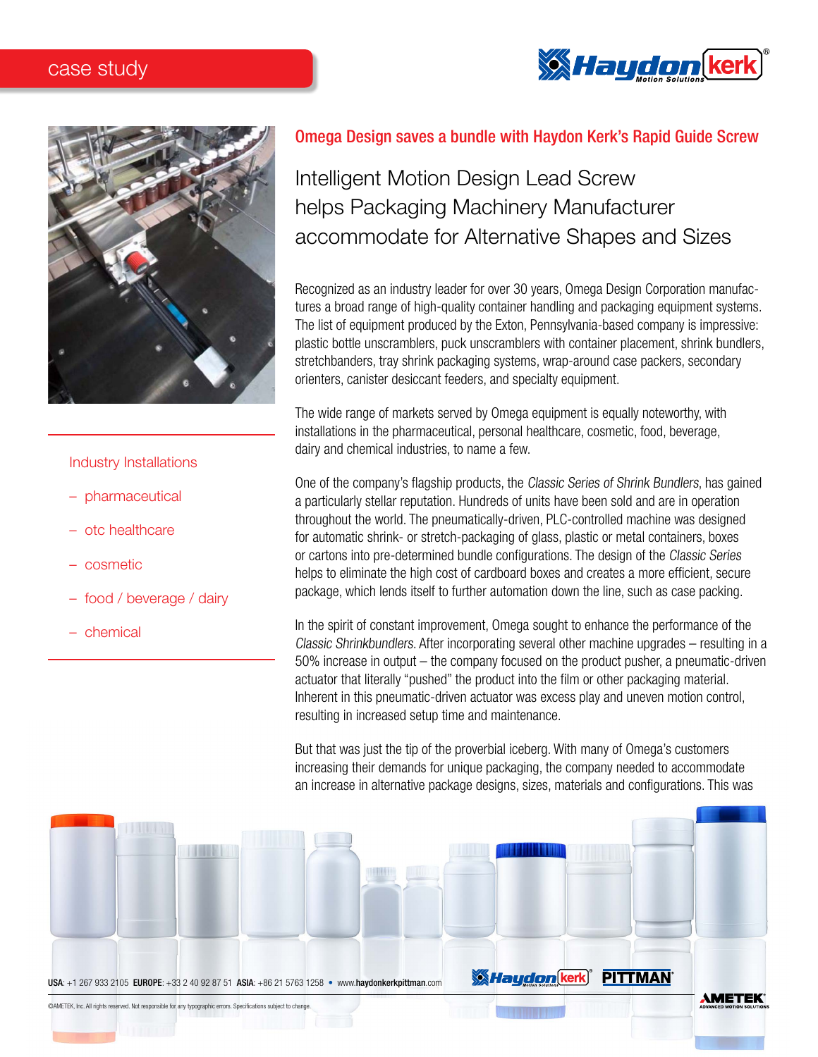case study

## Omega Design saves a bundle with Haydon Kerk's Rapid Guide Screw

# Intelligent Motion Design Lead Screw helps Packaging Machinery Manufacturer accommodate for Alternative Shapes and Sizes

Industry Installations

- pharmaceutical
- otc healthcare
- cosmetic
- food / beverage / dairy
- chemical

Recognized as an industry leader for over 30 years, Omega Design Corporation manufactures a broad range of high-quality container handling and packaging equipment systems. The list of equipment produced by the Exton, Pennsylvania-based company is impressive: plastic bottle unscramblers, puck unscramblers with container placement, shrink bundlers, stretchbanders, tray shrink packaging systems, wrap-around case packers, secondary orienters, canister desiccant feeders, and specialty equipment.

The wide range of markets served by Omega equipment is equally noteworthy, with installations in the pharmaceutical, personal healthcare, cosmetic, food, beverage, dairy and chemical industries, to name a few.

One of the company's flagship products, the *Classic Series of Shrink Bundlers*, has gained a particularly stellar reputation. Hundreds of units have been sold and are in operation throughout the world. The pneumatically-driven, PLC-controlled machine was designed for automatic shrink- or stretch-packaging of glass, plastic or metal containers, boxes or cartons into pre-determined bundle configurations. The design of the *Classic Series* helps to eliminate the high cost of cardboard boxes and creates a more efficient, secure package, which lends itself to further automation down the line, such as case packing.

In the spirit of constant improvement, Omega sought to enhance the performance of the *Classic Shrinkbundlers*. After incorporating several other machine upgrades – resulting in a 50% increase in output – the company focused on the product pusher, a pneumatic-driven actuator that literally "pushed" the product into the film or other packaging material. Inherent in this pneumatic-driven actuator was excess play and uneven motion control, resulting in increased setup time and maintenance.

But that was just the tip of the proverbial iceberg. With many of Omega's customers increasing their demands for unique packaging, the company needed to accommodate an increase in alternative package designs, sizes, materials and configurations. This was

USA: +1 267 933 2105 EUROPE: +33 2 40 92 87 51 ASIA: +86 21 5763 1258 • www.haydonkerkpittman.com

©AMETEK, Inc. All rights reserved. Not responsible for any typographic errors. Specifications subject to change.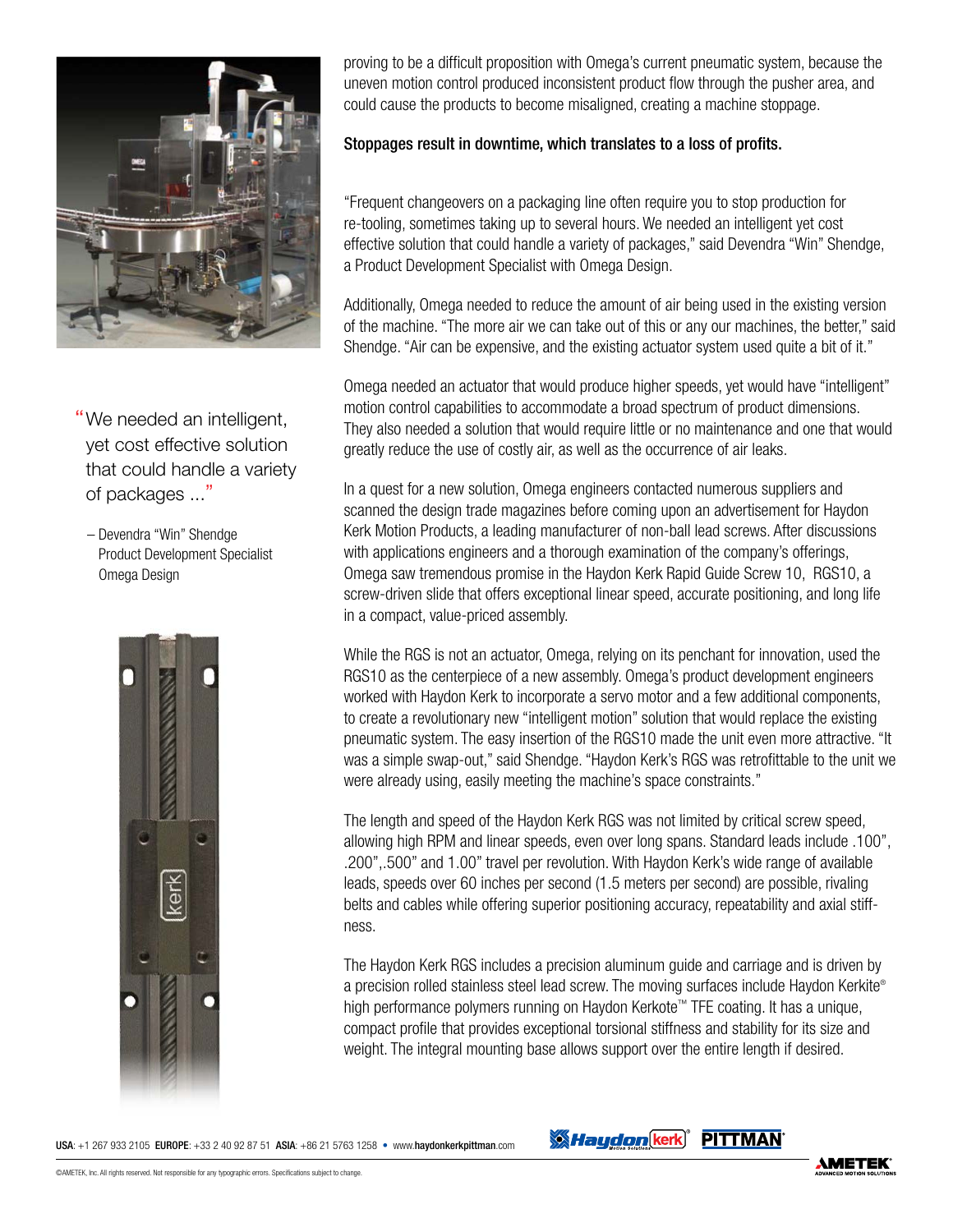proving to be a difficult proposition with Omega's current pneumatic system, because the uneven motion control produced inconsistent product flow through the pusher area, and could cause the products to become misaligned, creating a machine stoppage.

**Stoppages result in downtime, which translates to a loss of profits.**

"Frequent changeovers on a packaging line often require you to stop production for re-tooling, sometimes taking up to several hours. We needed an intelligent yet cost effective solution that could handle a variety of packages," said Devendra "Win" Shendge, a Product Development Specialist with Omega Design.

Additionally, Omega needed to reduce the amount of air being used in the existing version of the machine. "The more air we can take out of this or any our machines, the better," said Shendge. "Air can be expensive, and the existing actuator system used quite a bit of it."

> "We needed an intelligent, yet cost effective solution that could handle a variety of packages ..."
>
> – Devendra "Win" Shendge
> Product Development Specialist
> Omega Design

Omega needed an actuator that would produce higher speeds, yet would have "intelligent" motion control capabilities to accommodate a broad spectrum of product dimensions. They also needed a solution that would require little or no maintenance and one that would greatly reduce the use of costly air, as well as the occurrence of air leaks.

In a quest for a new solution, Omega engineers contacted numerous suppliers and scanned the design trade magazines before coming upon an advertisement for Haydon Kerk Motion Products, a leading manufacturer of non-ball lead screws. After discussions with applications engineers and a thorough examination of the company's offerings, Omega saw tremendous promise in the Haydon Kerk Rapid Guide Screw 10, RGS10, a screw-driven slide that offers exceptional linear speed, accurate positioning, and long life in a compact, value-priced assembly.

While the RGS is not an actuator, Omega, relying on its penchant for innovation, used the RGS10 as the centerpiece of a new assembly. Omega's product development engineers worked with Haydon Kerk to incorporate a servo motor and a few additional components, to create a revolutionary new "intelligent motion" solution that would replace the existing pneumatic system. The easy insertion of the RGS10 made the unit even more attractive. "It was a simple swap-out," said Shendge. "Haydon Kerk's RGS was retrofittable to the unit we were already using, easily meeting the machine's space constraints."

The length and speed of the Haydon Kerk RGS was not limited by critical screw speed, allowing high RPM and linear speeds, even over long spans. Standard leads include .100", .200",.500" and 1.00" travel per revolution. With Haydon Kerk's wide range of available leads, speeds over 60 inches per second (1.5 meters per second) are possible, rivaling belts and cables while offering superior positioning accuracy, repeatability and axial stiffness.

The Haydon Kerk RGS includes a precision aluminum guide and carriage and is driven by a precision rolled stainless steel lead screw. The moving surfaces include Haydon Kerkite® high performance polymers running on Haydon Kerkote™ TFE coating. It has a unique, compact profile that provides exceptional torsional stiffness and stability for its size and weight. The integral mounting base allows support over the entire length if desired.

**USA**: +1 267 933 2105 **EUROPE**: +33 2 40 92 87 51 **ASIA**: +86 21 5763 1258 • www.**haydonkerkpittman**.com

©AMETEK, Inc. All rights reserved. Not responsible for any typographic errors. Specifications subject to change.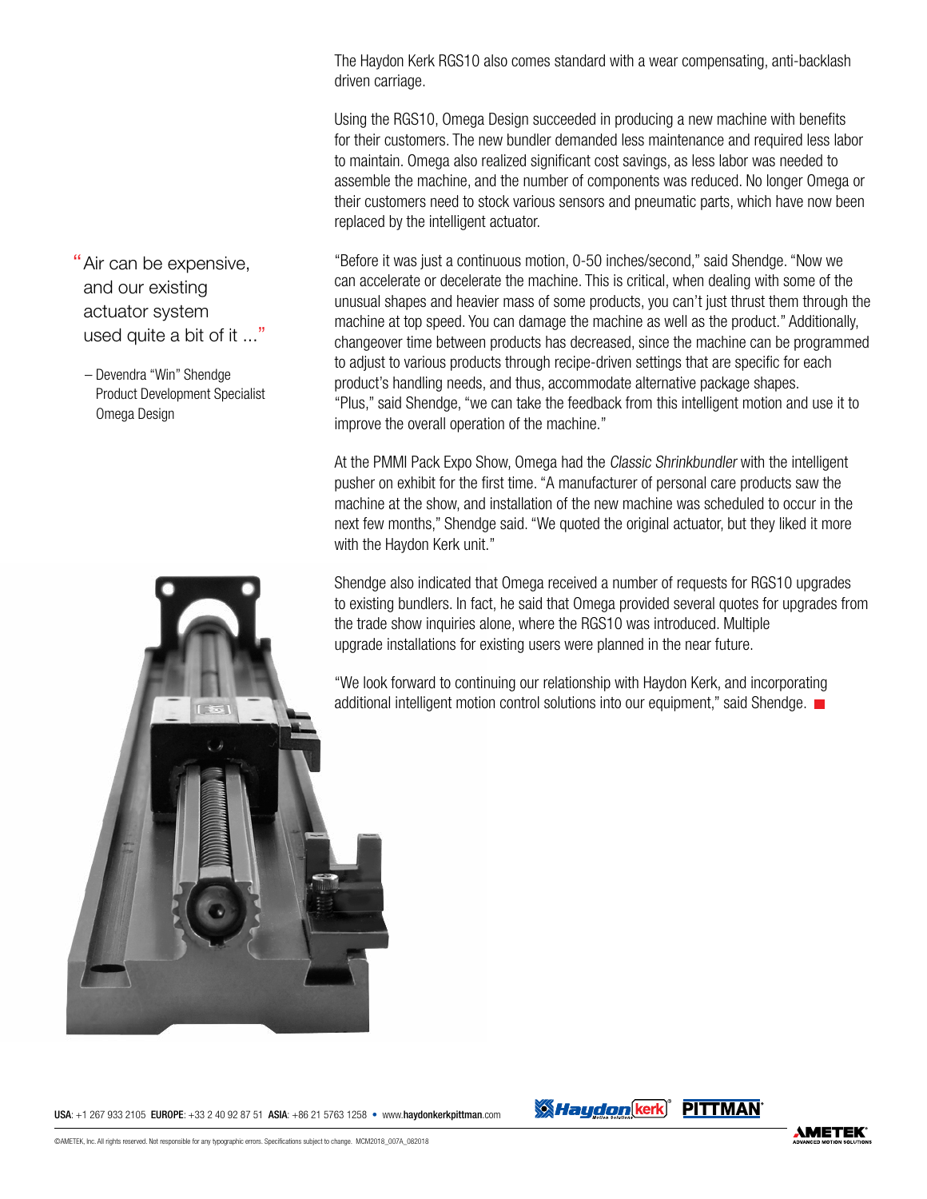The Haydon Kerk RGS10 also comes standard with a wear compensating, anti-backlash driven carriage.

Using the RGS10, Omega Design succeeded in producing a new machine with benefits for their customers. The new bundler demanded less maintenance and required less labor to maintain. Omega also realized significant cost savings, as less labor was needed to assemble the machine, and the number of components was reduced. No longer Omega or their customers need to stock various sensors and pneumatic parts, which have now been replaced by the intelligent actuator.

> "Air can be expensive, and our existing actuator system used quite a bit of it ..."
>
> – Devendra "Win" Shendge
> Product Development Specialist
> Omega Design

"Before it was just a continuous motion, 0-50 inches/second," said Shendge. "Now we can accelerate or decelerate the machine. This is critical, when dealing with some of the unusual shapes and heavier mass of some products, you can't just thrust them through the machine at top speed. You can damage the machine as well as the product." Additionally, changeover time between products has decreased, since the machine can be programmed to adjust to various products through recipe-driven settings that are specific for each product's handling needs, and thus, accommodate alternative package shapes. "Plus," said Shendge, "we can take the feedback from this intelligent motion and use it to improve the overall operation of the machine."

At the PMMI Pack Expo Show, Omega had the *Classic Shrinkbundler* with the intelligent pusher on exhibit for the first time. "A manufacturer of personal care products saw the machine at the show, and installation of the new machine was scheduled to occur in the next few months," Shendge said. "We quoted the original actuator, but they liked it more with the Haydon Kerk unit."

Shendge also indicated that Omega received a number of requests for RGS10 upgrades to existing bundlers. In fact, he said that Omega provided several quotes for upgrades from the trade show inquiries alone, where the RGS10 was introduced. Multiple upgrade installations for existing users were planned in the near future.

"We look forward to continuing our relationship with Haydon Kerk, and incorporating additional intelligent motion control solutions into our equipment," said Shendge.

**USA**: +1 267 933 2105 **EUROPE**: +33 2 40 92 87 51 **ASIA**: +86 21 5763 1258 • www.**haydonkerkpittman**.com

©AMETEK, Inc. All rights reserved. Not responsible for any typographic errors. Specifications subject to change. MCM2018_007A_082018